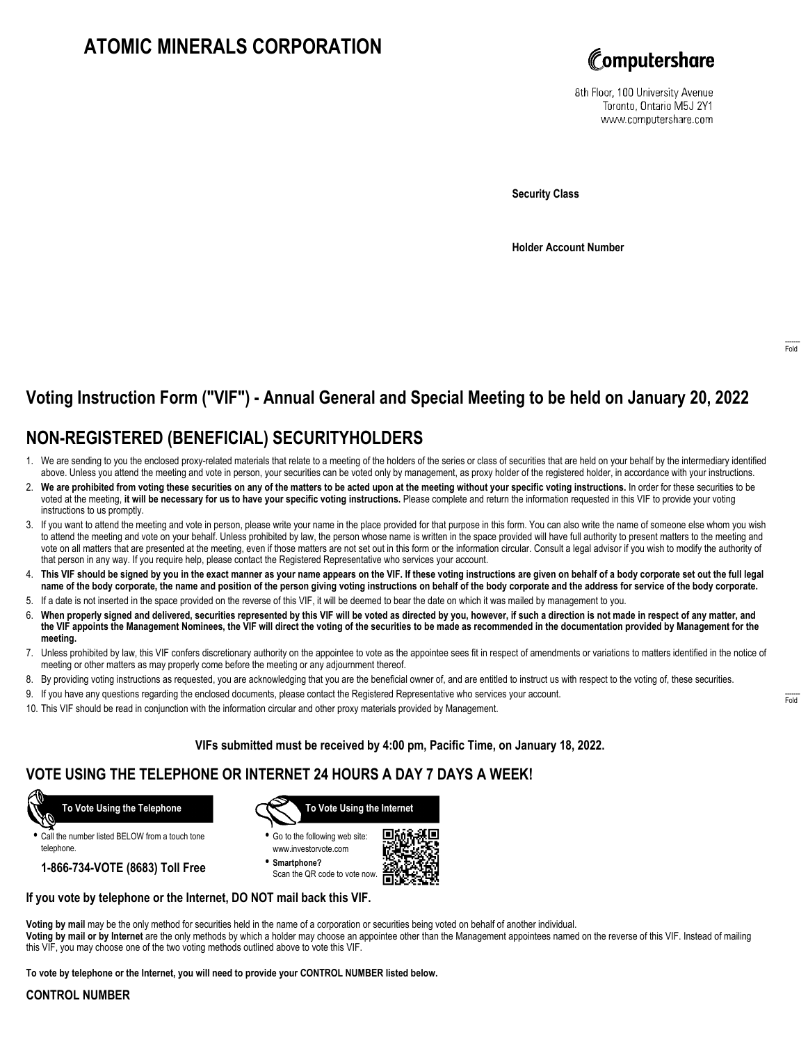# ATOMIC MINERALS CORPORATION

Computershare

8th Floor, 100 University Avenue
Toronto, Ontario M5J 2Y1
www.computershare.com

**Security Class**

**Holder Account Number**

Fold

## Voting Instruction Form ("VIF") - Annual General and Special Meeting to be held on January 20, 2022

## NON-REGISTERED (BENEFICIAL) SECURITYHOLDERS

1. We are sending to you the enclosed proxy-related materials that relate to a meeting of the holders of the series or class of securities that are held on your behalf by the intermediary identified above. Unless you attend the meeting and vote in person, your securities can be voted only by management, as proxy holder of the registered holder, in accordance with your instructions.
2. **We are prohibited from voting these securities on any of the matters to be acted upon at the meeting without your specific voting instructions.** In order for these securities to be voted at the meeting, **it will be necessary for us to have your specific voting instructions.** Please complete and return the information requested in this VIF to provide your voting instructions to us promptly.
3. If you want to attend the meeting and vote in person, please write your name in the place provided for that purpose in this form. You can also write the name of someone else whom you wish to attend the meeting and vote on your behalf. Unless prohibited by law, the person whose name is written in the space provided will have full authority to present matters to the meeting and vote on all matters that are presented at the meeting, even if those matters are not set out in this form or the information circular. Consult a legal advisor if you wish to modify the authority of that person in any way. If you require help, please contact the Registered Representative who services your account.
4. **This VIF should be signed by you in the exact manner as your name appears on the VIF. If these voting instructions are given on behalf of a body corporate set out the full legal name of the body corporate, the name and position of the person giving voting instructions on behalf of the body corporate and the address for service of the body corporate.**
5. If a date is not inserted in the space provided on the reverse of this VIF, it will be deemed to bear the date on which it was mailed by management to you.
6. **When properly signed and delivered, securities represented by this VIF will be voted as directed by you, however, if such a direction is not made in respect of any matter, and the VIF appoints the Management Nominees, the VIF will direct the voting of the securities to be made as recommended in the documentation provided by Management for the meeting.**
7. Unless prohibited by law, this VIF confers discretionary authority on the appointee to vote as the appointee sees fit in respect of amendments or variations to matters identified in the notice of meeting or other matters as may properly come before the meeting or any adjournment thereof.
8. By providing voting instructions as requested, you are acknowledging that you are the beneficial owner of, and are entitled to instruct us with respect to the voting of, these securities.
9. If you have any questions regarding the enclosed documents, please contact the Registered Representative who services your account.
10. This VIF should be read in conjunction with the information circular and other proxy materials provided by Management.

Fold

**VIFs submitted must be received by 4:00 pm, Pacific Time, on January 18, 2022.**

## VOTE USING THE TELEPHONE OR INTERNET 24 HOURS A DAY 7 DAYS A WEEK!

**To Vote Using the Telephone**

- Call the number listed BELOW from a touch tone telephone.

**1-866-734-VOTE (8683) Toll Free**

**To Vote Using the Internet**

- Go to the following web site: www.investorvote.com
- **Smartphone?** Scan the QR code to vote now.

**If you vote by telephone or the Internet, DO NOT mail back this VIF.**

**Voting by mail** may be the only method for securities held in the name of a corporation or securities being voted on behalf of another individual.
**Voting by mail or by Internet** are the only methods by which a holder may choose an appointee other than the Management appointees named on the reverse of this VIF. Instead of mailing this VIF, you may choose one of the two voting methods outlined above to vote this VIF.

**To vote by telephone or the Internet, you will need to provide your CONTROL NUMBER listed below.**

**CONTROL NUMBER**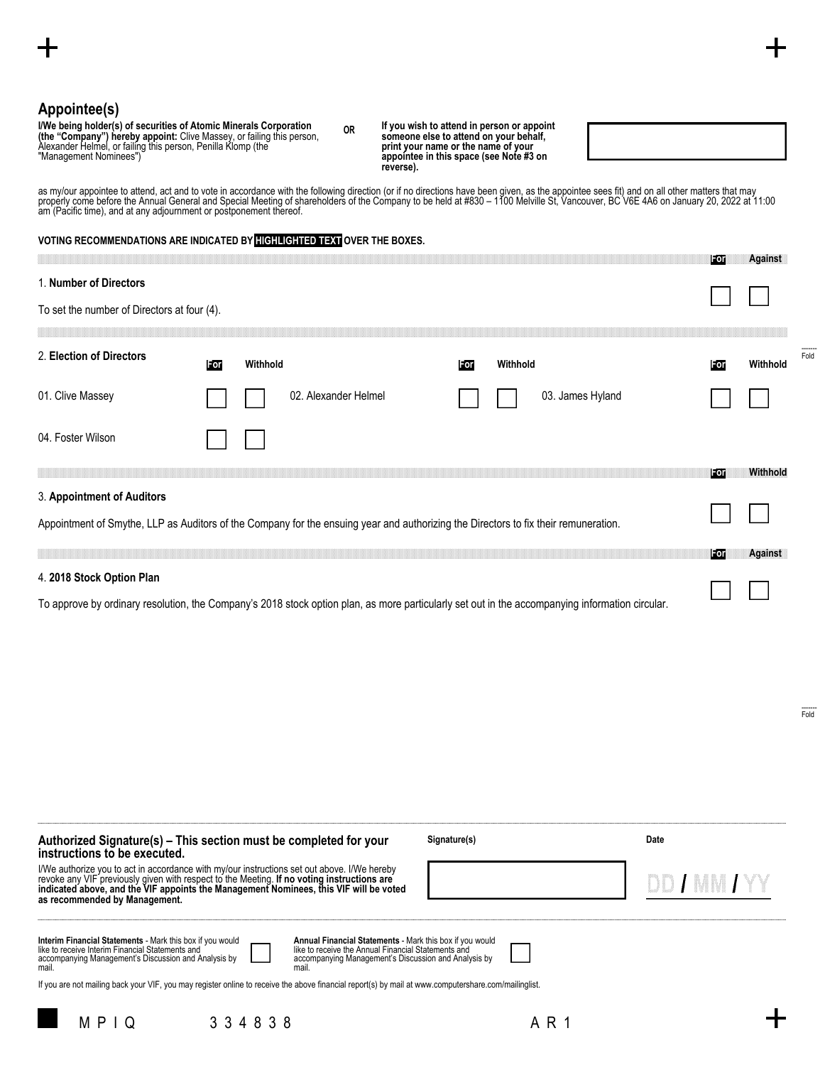## Appointee(s)

**I/We being holder(s) of securities of Atomic Minerals Corporation (the "Company") hereby appoint:** Clive Massey, or failing this person, Alexander Helmel, or failing this person, Penilla Klomp (the "Management Nominees")

**OR**

**If you wish to attend in person or appoint someone else to attend on your behalf, print your name or the name of your appointee in this space (see Note #3 on reverse).**

as my/our appointee to attend, act and to vote in accordance with the following direction (or if no directions have been given, as the appointee sees fit) and on all other matters that may properly come before the Annual General and Special Meeting of shareholders of the Company to be held at #830 – 1100 Melville St, Vancouver, BC V6E 4A6 on January 20, 2022 at 11:00 am (Pacific time), and at any adjournment or postponement thereof.

**VOTING RECOMMENDATIONS ARE INDICATED BY HIGHLIGHTED TEXT OVER THE BOXES.**

| | For | Against |
|---|---|---|
| 1. **Number of Directors**<br>To set the number of Directors at four (4). | ☐ | ☐ |

2. **Election of Directors**

| | For | Withhold | | For | Withhold | | For | Withhold |
|---|---|---|---|---|---|---|---|---|
| 01. Clive Massey | ☐ | ☐ | 02. Alexander Helmel | ☐ | ☐ | 03. James Hyland | ☐ | ☐ |
| 04. Foster Wilson | ☐ | ☐ | | | | | | |

| | For | Withhold |
|---|---|---|
| 3. **Appointment of Auditors**<br>Appointment of Smythe, LLP as Auditors of the Company for the ensuing year and authorizing the Directors to fix their remuneration. | ☐ | ☐ |

| | For | Against |
|---|---|---|
| 4. **2018 Stock Option Plan**<br>To approve by ordinary resolution, the Company's 2018 stock option plan, as more particularly set out in the accompanying information circular. | ☐ | ☐ |

### Authorized Signature(s) – This section must be completed for your instructions to be executed.

I/We authorize you to act in accordance with my/our instructions set out above. I/We hereby revoke any VIF previously given with respect to the Meeting. **If no voting instructions are indicated above, and the VIF appoints the Management Nominees, this VIF will be voted as recommended by Management.**

**Signature(s)**

**Date**

DD / MM / YY

**Interim Financial Statements** - Mark this box if you would like to receive Interim Financial Statements and accompanying Management's Discussion and Analysis by mail. ☐

**Annual Financial Statements** - Mark this box if you would like to receive the Annual Financial Statements and accompanying Management's Discussion and Analysis by mail. ☐

If you are not mailing back your VIF, you may register online to receive the above financial report(s) by mail at www.computershare.com/mailinglist.

M P I Q 3 3 4 8 3 8 A R 1